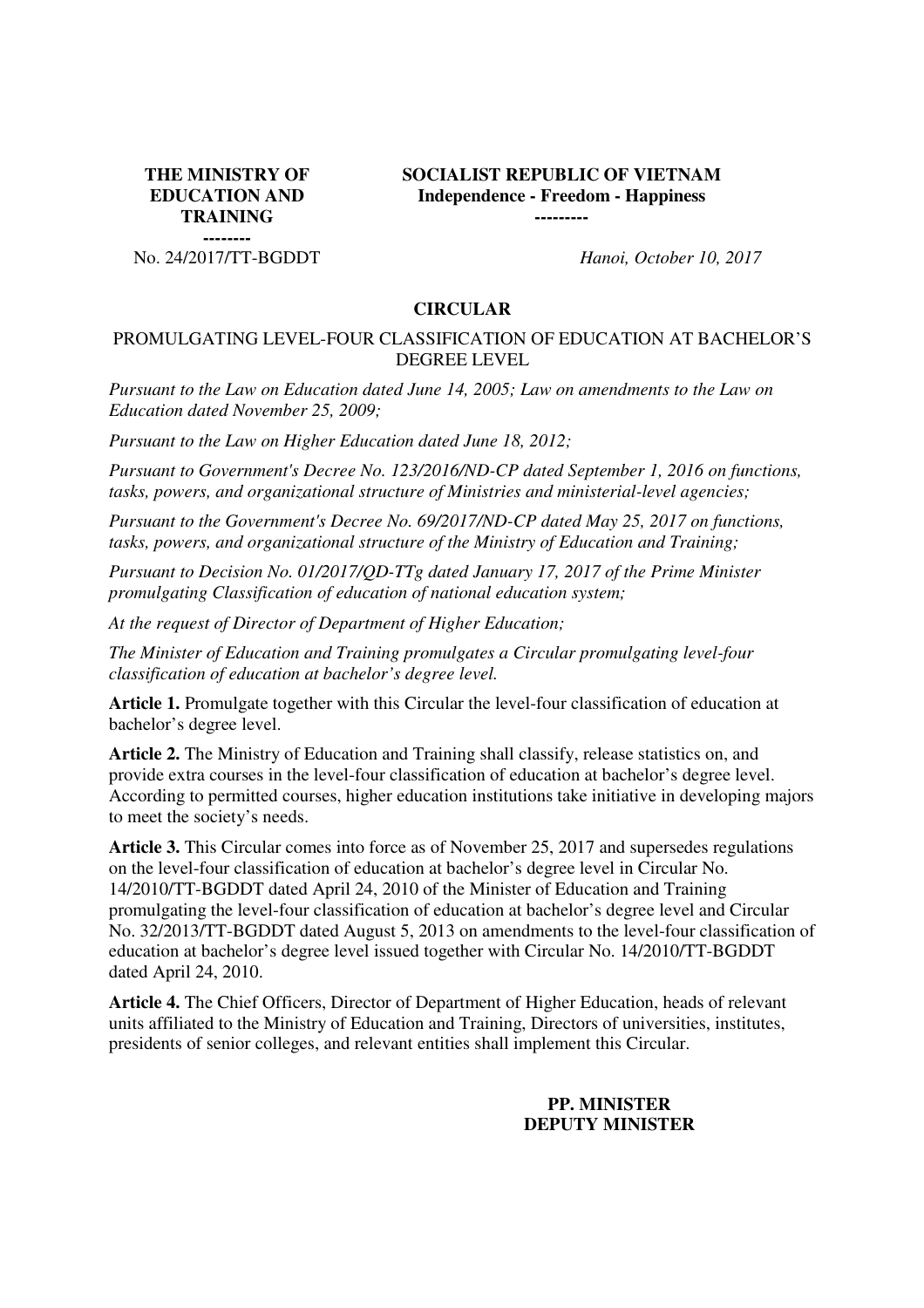| **THE MINISTRY OF EDUCATION AND TRAINING** | **SOCIALIST REPUBLIC OF VIETNAM** |
| --- | --- |
| -------- | **Independence - Freedom - Happiness** |
| | --------- |
| No. 24/2017/TT-BGDDT | *Hanoi, October 10, 2017* |

## CIRCULAR

PROMULGATING LEVEL-FOUR CLASSIFICATION OF EDUCATION AT BACHELOR'S DEGREE LEVEL

*Pursuant to the Law on Education dated June 14, 2005; Law on amendments to the Law on Education dated November 25, 2009;*

*Pursuant to the Law on Higher Education dated June 18, 2012;*

*Pursuant to Government's Decree No. 123/2016/ND-CP dated September 1, 2016 on functions, tasks, powers, and organizational structure of Ministries and ministerial-level agencies;*

*Pursuant to the Government's Decree No. 69/2017/ND-CP dated May 25, 2017 on functions, tasks, powers, and organizational structure of the Ministry of Education and Training;*

*Pursuant to Decision No. 01/2017/QD-TTg dated January 17, 2017 of the Prime Minister promulgating Classification of education of national education system;*

*At the request of Director of Department of Higher Education;*

*The Minister of Education and Training promulgates a Circular promulgating level-four classification of education at bachelor's degree level.*

**Article 1.** Promulgate together with this Circular the level-four classification of education at bachelor's degree level.

**Article 2.** The Ministry of Education and Training shall classify, release statistics on, and provide extra courses in the level-four classification of education at bachelor's degree level. According to permitted courses, higher education institutions take initiative in developing majors to meet the society's needs.

**Article 3.** This Circular comes into force as of November 25, 2017 and supersedes regulations on the level-four classification of education at bachelor's degree level in Circular No. 14/2010/TT-BGDDT dated April 24, 2010 of the Minister of Education and Training promulgating the level-four classification of education at bachelor's degree level and Circular No. 32/2013/TT-BGDDT dated August 5, 2013 on amendments to the level-four classification of education at bachelor's degree level issued together with Circular No. 14/2010/TT-BGDDT dated April 24, 2010.

**Article 4.** The Chief Officers, Director of Department of Higher Education, heads of relevant units affiliated to the Ministry of Education and Training, Directors of universities, institutes, presidents of senior colleges, and relevant entities shall implement this Circular.

**PP. MINISTER**
**DEPUTY MINISTER**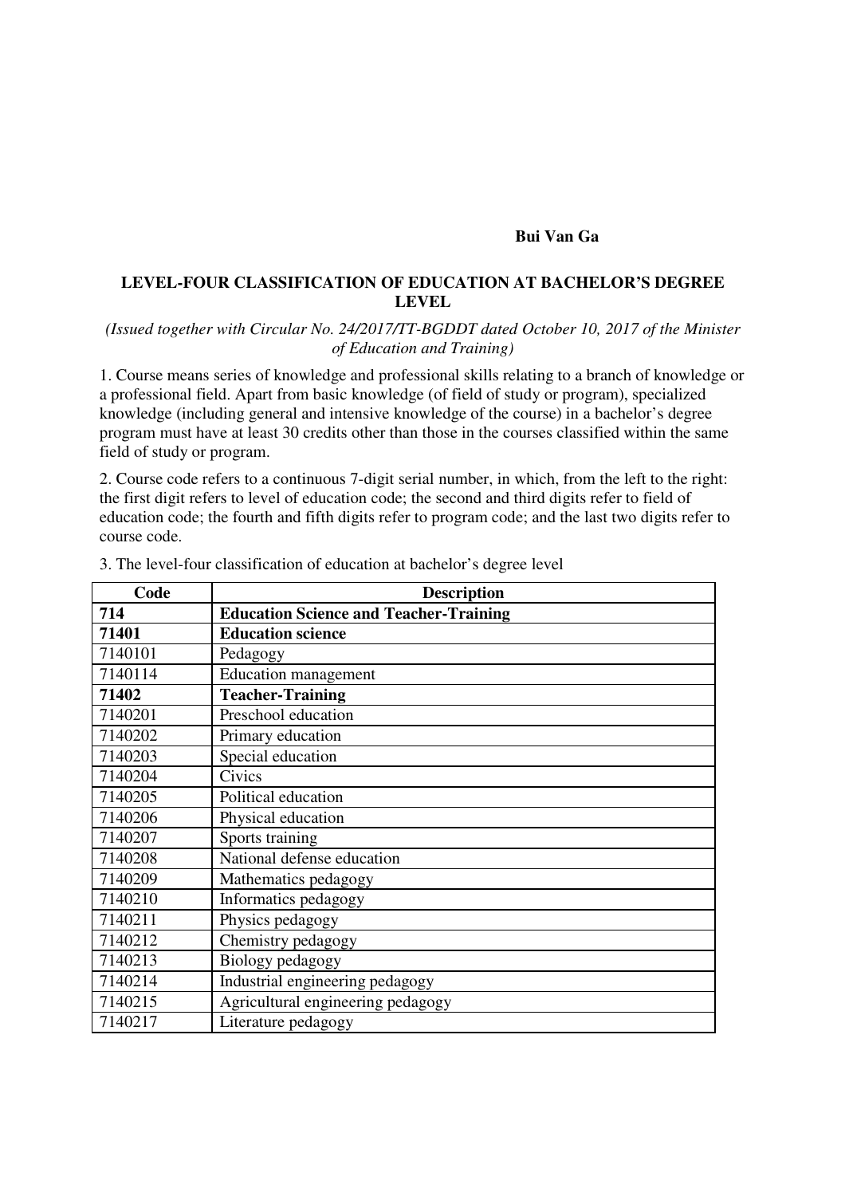**Bui Van Ga**

## LEVEL-FOUR CLASSIFICATION OF EDUCATION AT BACHELOR'S DEGREE LEVEL

*(Issued together with Circular No. 24/2017/TT-BGDDT dated October 10, 2017 of the Minister of Education and Training)*

1. Course means series of knowledge and professional skills relating to a branch of knowledge or a professional field. Apart from basic knowledge (of field of study or program), specialized knowledge (including general and intensive knowledge of the course) in a bachelor's degree program must have at least 30 credits other than those in the courses classified within the same field of study or program.

2. Course code refers to a continuous 7-digit serial number, in which, from the left to the right: the first digit refers to level of education code; the second and third digits refer to field of education code; the fourth and fifth digits refer to program code; and the last two digits refer to course code.

3. The level-four classification of education at bachelor's degree level

| Code | Description |
|---|---|
| **714** | **Education Science and Teacher-Training** |
| **71401** | **Education science** |
| 7140101 | Pedagogy |
| 7140114 | Education management |
| **71402** | **Teacher-Training** |
| 7140201 | Preschool education |
| 7140202 | Primary education |
| 7140203 | Special education |
| 7140204 | Civics |
| 7140205 | Political education |
| 7140206 | Physical education |
| 7140207 | Sports training |
| 7140208 | National defense education |
| 7140209 | Mathematics pedagogy |
| 7140210 | Informatics pedagogy |
| 7140211 | Physics pedagogy |
| 7140212 | Chemistry pedagogy |
| 7140213 | Biology pedagogy |
| 7140214 | Industrial engineering pedagogy |
| 7140215 | Agricultural engineering pedagogy |
| 7140217 | Literature pedagogy |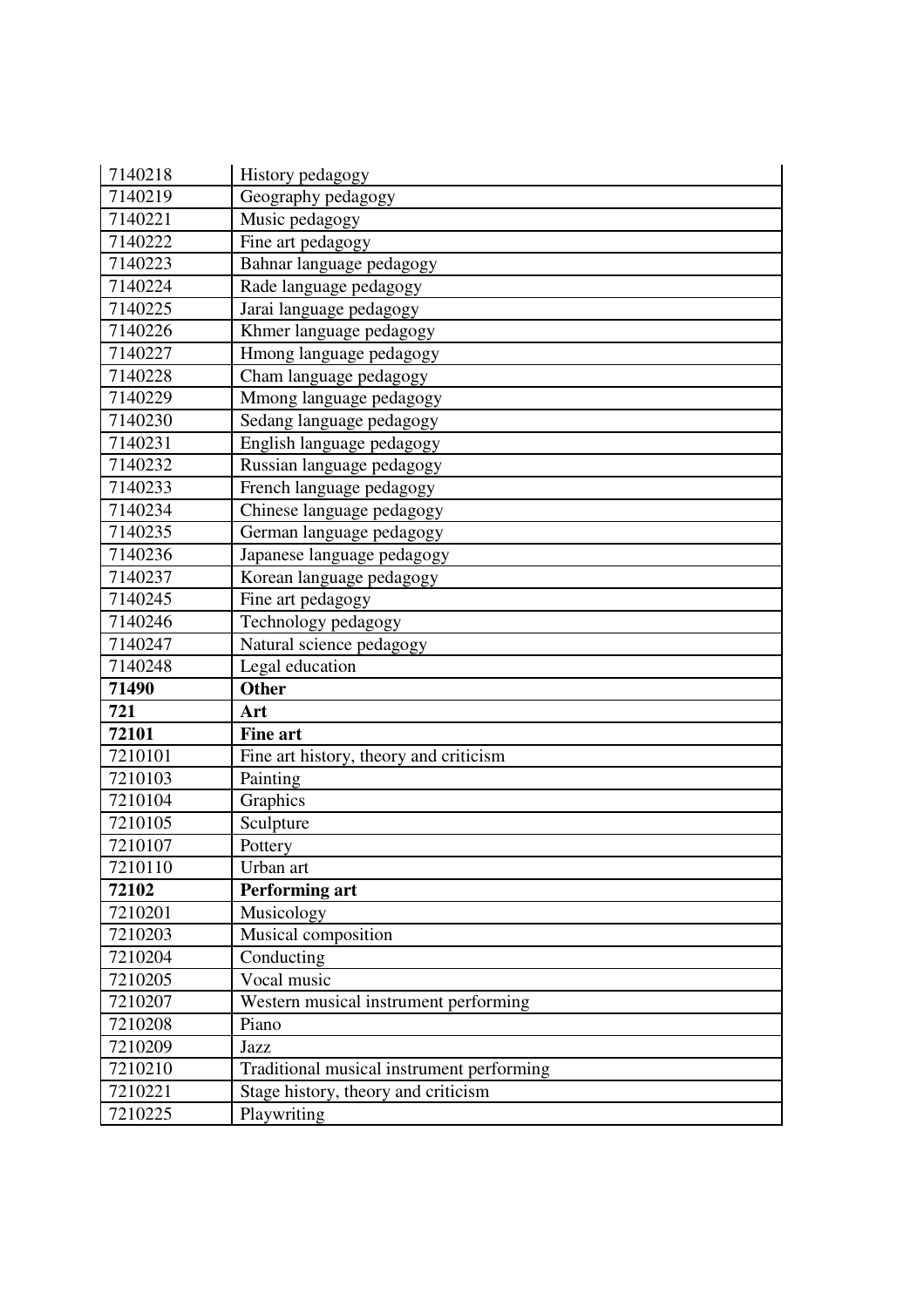| | |
|---|---|
| 7140218 | History pedagogy |
| 7140219 | Geography pedagogy |
| 7140221 | Music pedagogy |
| 7140222 | Fine art pedagogy |
| 7140223 | Bahnar language pedagogy |
| 7140224 | Rade language pedagogy |
| 7140225 | Jarai language pedagogy |
| 7140226 | Khmer language pedagogy |
| 7140227 | Hmong language pedagogy |
| 7140228 | Cham language pedagogy |
| 7140229 | Mmong language pedagogy |
| 7140230 | Sedang language pedagogy |
| 7140231 | English language pedagogy |
| 7140232 | Russian language pedagogy |
| 7140233 | French language pedagogy |
| 7140234 | Chinese language pedagogy |
| 7140235 | German language pedagogy |
| 7140236 | Japanese language pedagogy |
| 7140237 | Korean language pedagogy |
| 7140245 | Fine art pedagogy |
| 7140246 | Technology pedagogy |
| 7140247 | Natural science pedagogy |
| 7140248 | Legal education |
| **71490** | **Other** |
| **721** | **Art** |
| **72101** | **Fine art** |
| 7210101 | Fine art history, theory and criticism |
| 7210103 | Painting |
| 7210104 | Graphics |
| 7210105 | Sculpture |
| 7210107 | Pottery |
| 7210110 | Urban art |
| **72102** | **Performing art** |
| 7210201 | Musicology |
| 7210203 | Musical composition |
| 7210204 | Conducting |
| 7210205 | Vocal music |
| 7210207 | Western musical instrument performing |
| 7210208 | Piano |
| 7210209 | Jazz |
| 7210210 | Traditional musical instrument performing |
| 7210221 | Stage history, theory and criticism |
| 7210225 | Playwriting |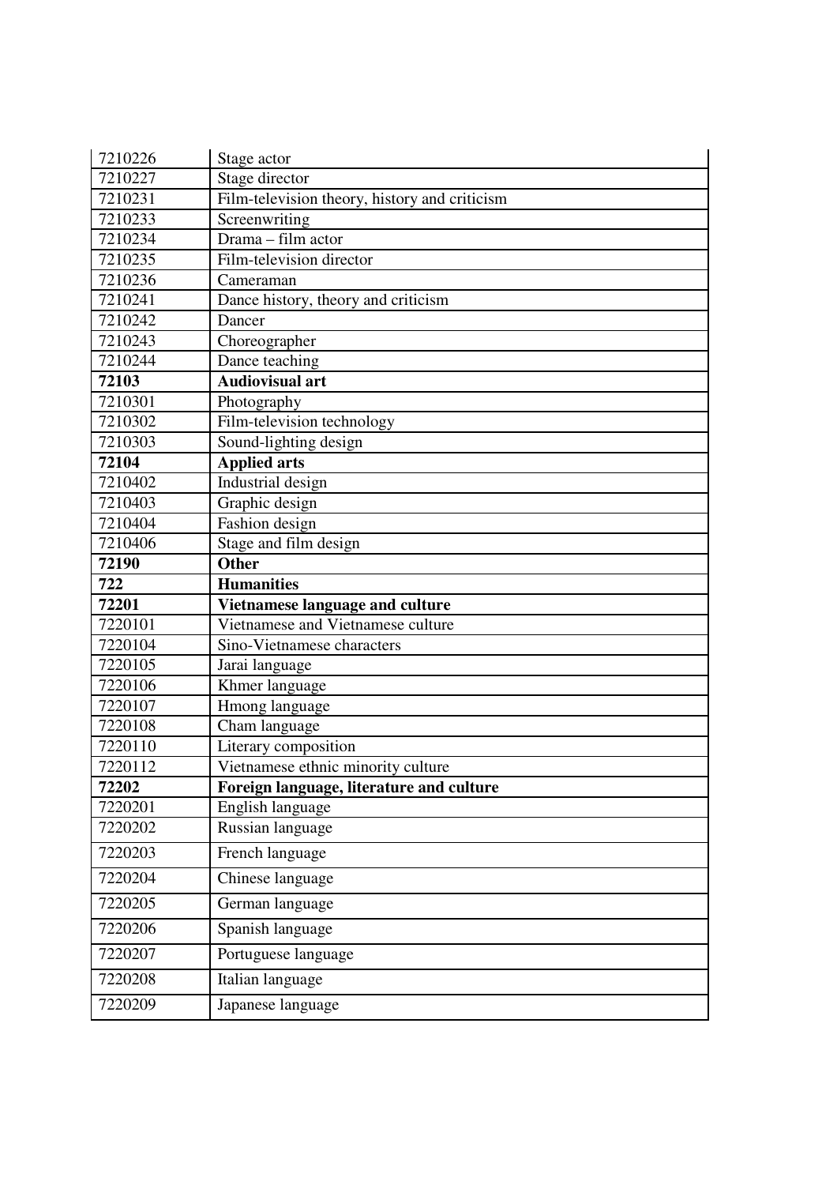| | |
|---|---|
| 7210226 | Stage actor |
| 7210227 | Stage director |
| 7210231 | Film-television theory, history and criticism |
| 7210233 | Screenwriting |
| 7210234 | Drama – film actor |
| 7210235 | Film-television director |
| 7210236 | Cameraman |
| 7210241 | Dance history, theory and criticism |
| 7210242 | Dancer |
| 7210243 | Choreographer |
| 7210244 | Dance teaching |
| **72103** | **Audiovisual art** |
| 7210301 | Photography |
| 7210302 | Film-television technology |
| 7210303 | Sound-lighting design |
| **72104** | **Applied arts** |
| 7210402 | Industrial design |
| 7210403 | Graphic design |
| 7210404 | Fashion design |
| 7210406 | Stage and film design |
| **72190** | **Other** |
| **722** | **Humanities** |
| **72201** | **Vietnamese language and culture** |
| 7220101 | Vietnamese and Vietnamese culture |
| 7220104 | Sino-Vietnamese characters |
| 7220105 | Jarai language |
| 7220106 | Khmer language |
| 7220107 | Hmong language |
| 7220108 | Cham language |
| 7220110 | Literary composition |
| 7220112 | Vietnamese ethnic minority culture |
| **72202** | **Foreign language, literature and culture** |
| 7220201 | English language |
| 7220202 | Russian language |
| 7220203 | French language |
| 7220204 | Chinese language |
| 7220205 | German language |
| 7220206 | Spanish language |
| 7220207 | Portuguese language |
| 7220208 | Italian language |
| 7220209 | Japanese language |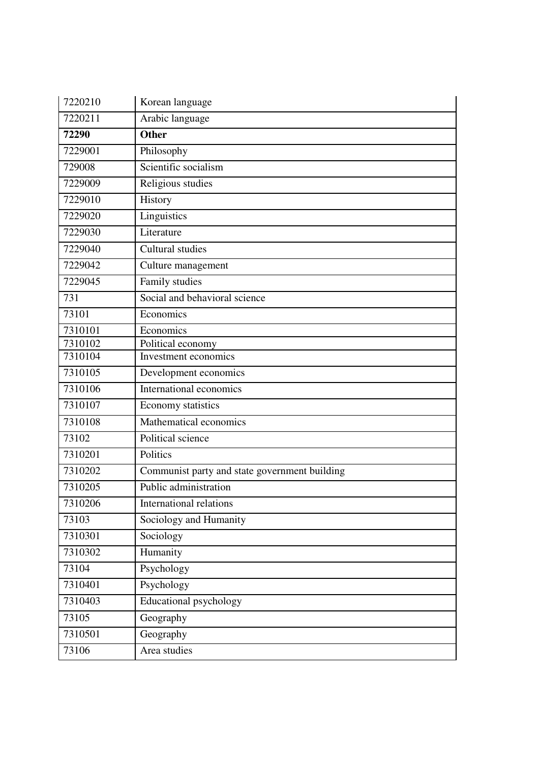| 7220210 | Korean language |
|---|---|
| 7220211 | Arabic language |
| **72290** | **Other** |
| 7229001 | Philosophy |
| 729008 | Scientific socialism |
| 7229009 | Religious studies |
| 7229010 | History |
| 7229020 | Linguistics |
| 7229030 | Literature |
| 7229040 | Cultural studies |
| 7229042 | Culture management |
| 7229045 | Family studies |
| 731 | Social and behavioral science |
| 73101 | Economics |
| 7310101 | Economics |
| 7310102 | Political economy |
| 7310104 | Investment economics |
| 7310105 | Development economics |
| 7310106 | International economics |
| 7310107 | Economy statistics |
| 7310108 | Mathematical economics |
| 73102 | Political science |
| 7310201 | Politics |
| 7310202 | Communist party and state government building |
| 7310205 | Public administration |
| 7310206 | International relations |
| 73103 | Sociology and Humanity |
| 7310301 | Sociology |
| 7310302 | Humanity |
| 73104 | Psychology |
| 7310401 | Psychology |
| 7310403 | Educational psychology |
| 73105 | Geography |
| 7310501 | Geography |
| 73106 | Area studies |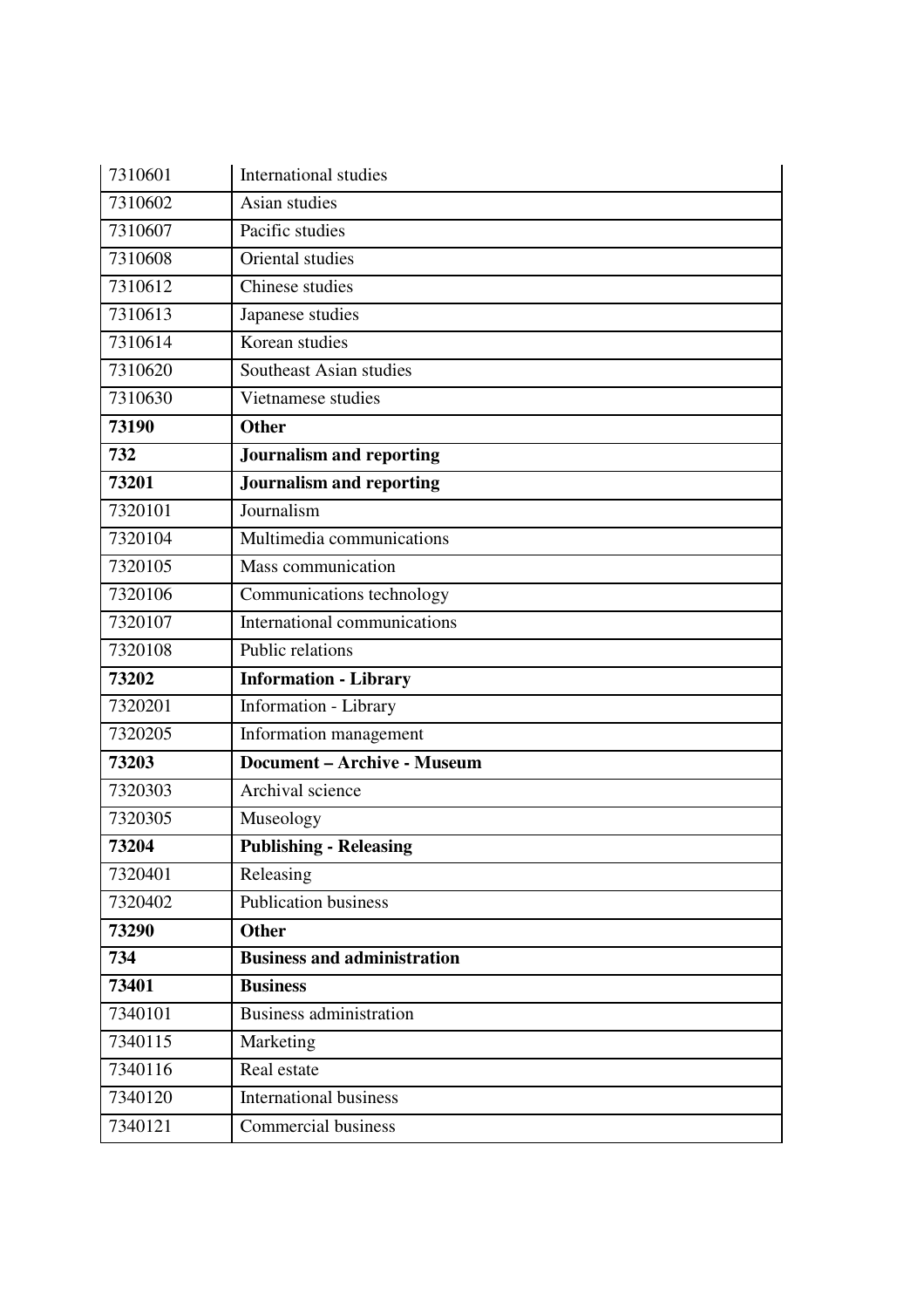| 7310601 | International studies |
|---|---|
| 7310602 | Asian studies |
| 7310607 | Pacific studies |
| 7310608 | Oriental studies |
| 7310612 | Chinese studies |
| 7310613 | Japanese studies |
| 7310614 | Korean studies |
| 7310620 | Southeast Asian studies |
| 7310630 | Vietnamese studies |
| **73190** | **Other** |
| **732** | **Journalism and reporting** |
| **73201** | **Journalism and reporting** |
| 7320101 | Journalism |
| 7320104 | Multimedia communications |
| 7320105 | Mass communication |
| 7320106 | Communications technology |
| 7320107 | International communications |
| 7320108 | Public relations |
| **73202** | **Information - Library** |
| 7320201 | Information - Library |
| 7320205 | Information management |
| **73203** | **Document – Archive - Museum** |
| 7320303 | Archival science |
| 7320305 | Museology |
| **73204** | **Publishing - Releasing** |
| 7320401 | Releasing |
| 7320402 | Publication business |
| **73290** | **Other** |
| **734** | **Business and administration** |
| **73401** | **Business** |
| 7340101 | Business administration |
| 7340115 | Marketing |
| 7340116 | Real estate |
| 7340120 | International business |
| 7340121 | Commercial business |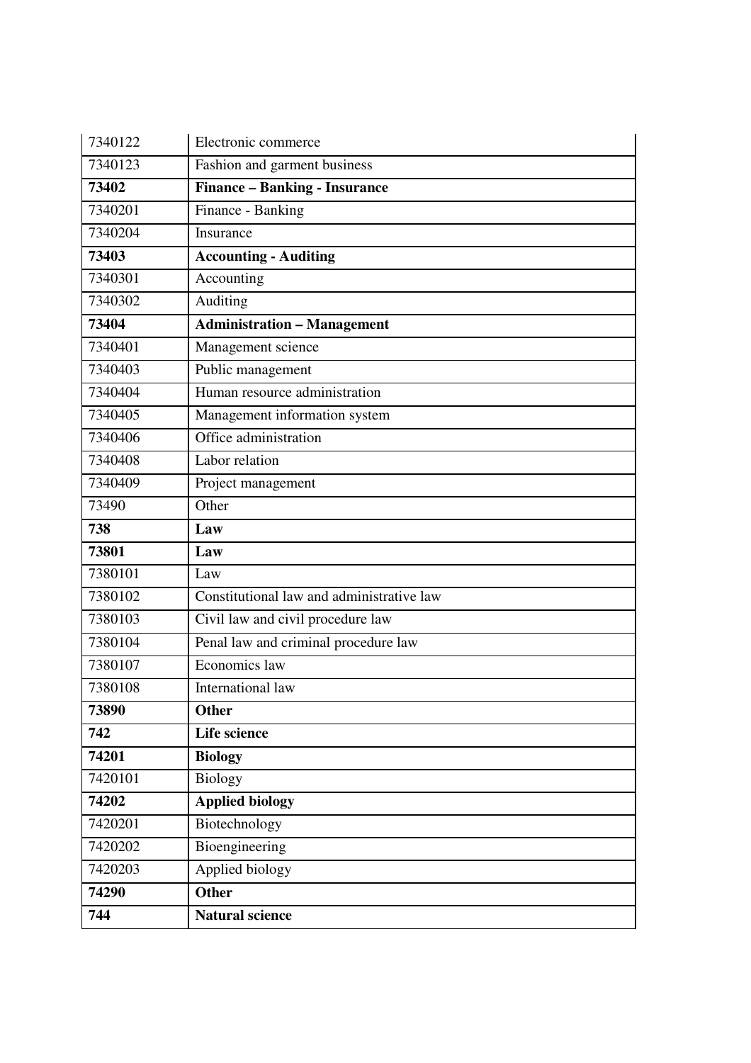| | |
|---|---|
| 7340122 | Electronic commerce |
| 7340123 | Fashion and garment business |
| **73402** | **Finance – Banking - Insurance** |
| 7340201 | Finance - Banking |
| 7340204 | Insurance |
| **73403** | **Accounting - Auditing** |
| 7340301 | Accounting |
| 7340302 | Auditing |
| **73404** | **Administration – Management** |
| 7340401 | Management science |
| 7340403 | Public management |
| 7340404 | Human resource administration |
| 7340405 | Management information system |
| 7340406 | Office administration |
| 7340408 | Labor relation |
| 7340409 | Project management |
| 73490 | Other |
| **738** | **Law** |
| **73801** | **Law** |
| 7380101 | Law |
| 7380102 | Constitutional law and administrative law |
| 7380103 | Civil law and civil procedure law |
| 7380104 | Penal law and criminal procedure law |
| 7380107 | Economics law |
| 7380108 | International law |
| **73890** | **Other** |
| **742** | **Life science** |
| **74201** | **Biology** |
| 7420101 | Biology |
| **74202** | **Applied biology** |
| 7420201 | Biotechnology |
| 7420202 | Bioengineering |
| 7420203 | Applied biology |
| **74290** | **Other** |
| **744** | **Natural science** |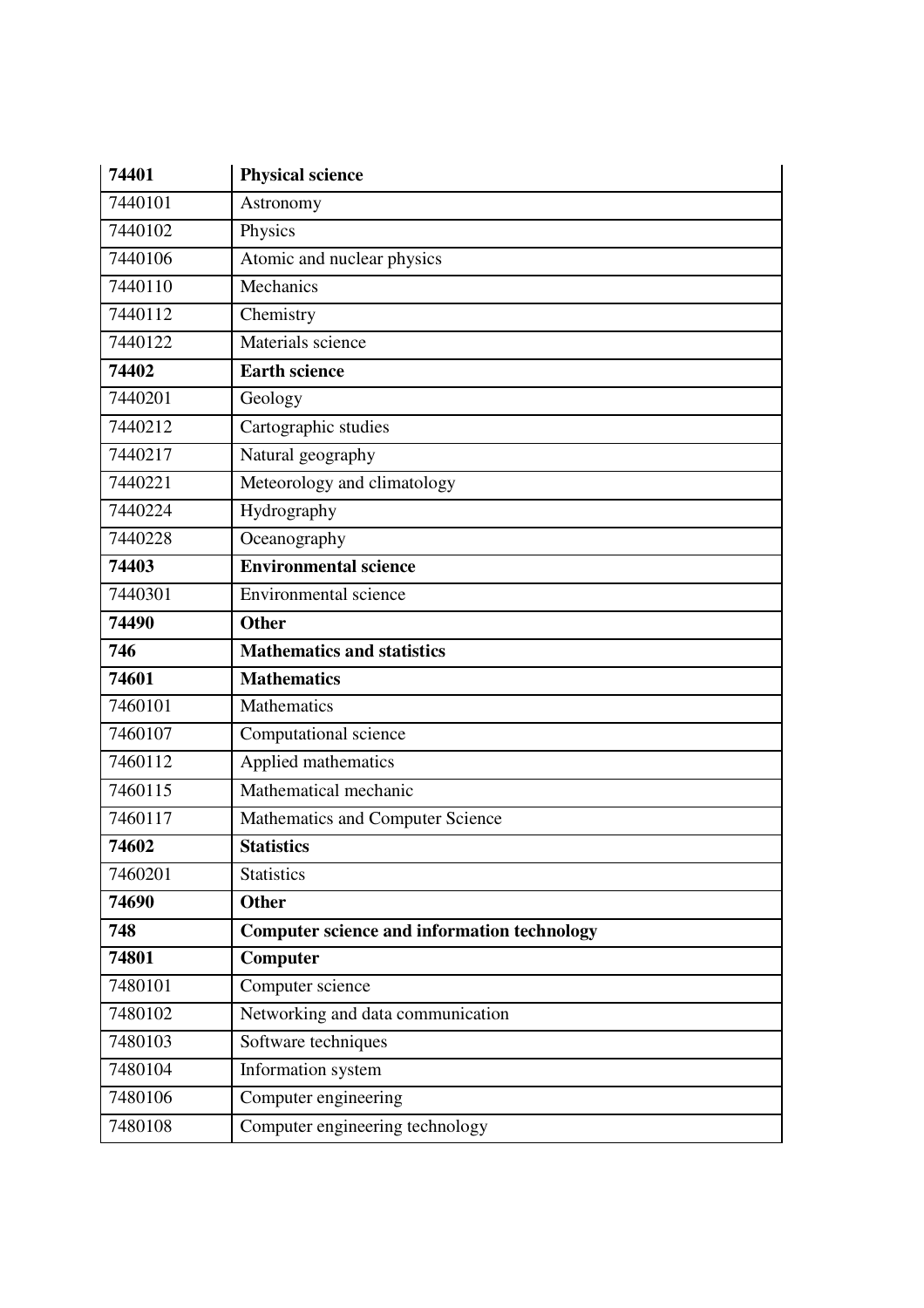| **74401** | **Physical science** |
|---|---|
| 7440101 | Astronomy |
| 7440102 | Physics |
| 7440106 | Atomic and nuclear physics |
| 7440110 | Mechanics |
| 7440112 | Chemistry |
| 7440122 | Materials science |
| **74402** | **Earth science** |
| 7440201 | Geology |
| 7440212 | Cartographic studies |
| 7440217 | Natural geography |
| 7440221 | Meteorology and climatology |
| 7440224 | Hydrography |
| 7440228 | Oceanography |
| **74403** | **Environmental science** |
| 7440301 | Environmental science |
| **74490** | **Other** |
| **746** | **Mathematics and statistics** |
| **74601** | **Mathematics** |
| 7460101 | Mathematics |
| 7460107 | Computational science |
| 7460112 | Applied mathematics |
| 7460115 | Mathematical mechanic |
| 7460117 | Mathematics and Computer Science |
| **74602** | **Statistics** |
| 7460201 | Statistics |
| **74690** | **Other** |
| **748** | **Computer science and information technology** |
| **74801** | **Computer** |
| 7480101 | Computer science |
| 7480102 | Networking and data communication |
| 7480103 | Software techniques |
| 7480104 | Information system |
| 7480106 | Computer engineering |
| 7480108 | Computer engineering technology |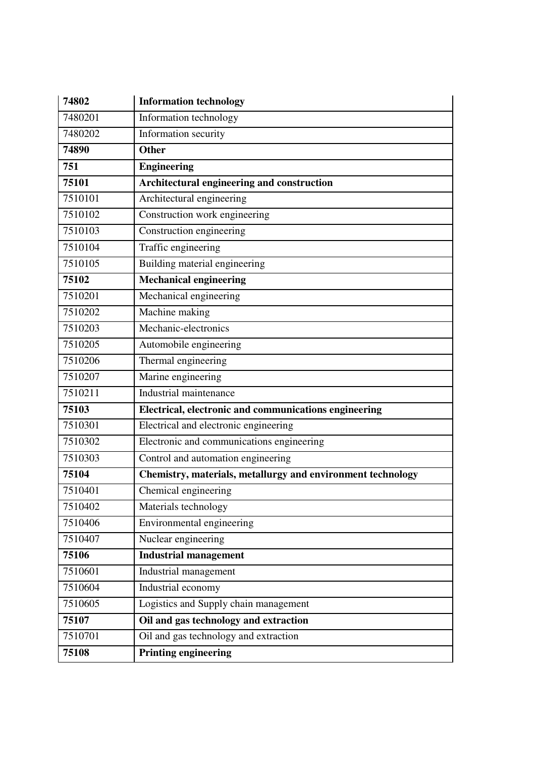| **74802** | **Information technology** |
|---|---|
| 7480201 | Information technology |
| 7480202 | Information security |
| **74890** | **Other** |
| **751** | **Engineering** |
| **75101** | **Architectural engineering and construction** |
| 7510101 | Architectural engineering |
| 7510102 | Construction work engineering |
| 7510103 | Construction engineering |
| 7510104 | Traffic engineering |
| 7510105 | Building material engineering |
| **75102** | **Mechanical engineering** |
| 7510201 | Mechanical engineering |
| 7510202 | Machine making |
| 7510203 | Mechanic-electronics |
| 7510205 | Automobile engineering |
| 7510206 | Thermal engineering |
| 7510207 | Marine engineering |
| 7510211 | Industrial maintenance |
| **75103** | **Electrical, electronic and communications engineering** |
| 7510301 | Electrical and electronic engineering |
| 7510302 | Electronic and communications engineering |
| 7510303 | Control and automation engineering |
| **75104** | **Chemistry, materials, metallurgy and environment technology** |
| 7510401 | Chemical engineering |
| 7510402 | Materials technology |
| 7510406 | Environmental engineering |
| 7510407 | Nuclear engineering |
| **75106** | **Industrial management** |
| 7510601 | Industrial management |
| 7510604 | Industrial economy |
| 7510605 | Logistics and Supply chain management |
| **75107** | **Oil and gas technology and extraction** |
| 7510701 | Oil and gas technology and extraction |
| **75108** | **Printing engineering** |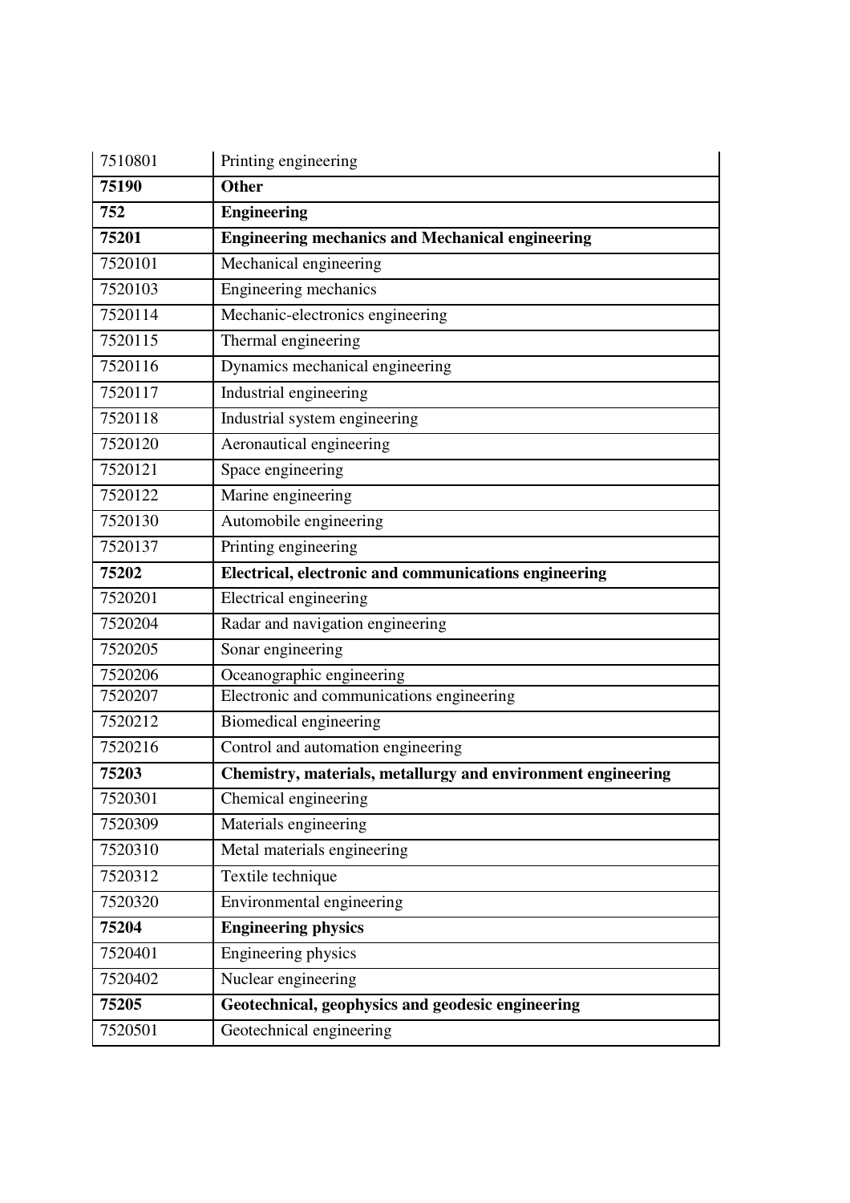| | |
|---|---|
| 7510801 | Printing engineering |
| **75190** | **Other** |
| **752** | **Engineering** |
| **75201** | **Engineering mechanics and Mechanical engineering** |
| 7520101 | Mechanical engineering |
| 7520103 | Engineering mechanics |
| 7520114 | Mechanic-electronics engineering |
| 7520115 | Thermal engineering |
| 7520116 | Dynamics mechanical engineering |
| 7520117 | Industrial engineering |
| 7520118 | Industrial system engineering |
| 7520120 | Aeronautical engineering |
| 7520121 | Space engineering |
| 7520122 | Marine engineering |
| 7520130 | Automobile engineering |
| 7520137 | Printing engineering |
| **75202** | **Electrical, electronic and communications engineering** |
| 7520201 | Electrical engineering |
| 7520204 | Radar and navigation engineering |
| 7520205 | Sonar engineering |
| 7520206 | Oceanographic engineering |
| 7520207 | Electronic and communications engineering |
| 7520212 | Biomedical engineering |
| 7520216 | Control and automation engineering |
| **75203** | **Chemistry, materials, metallurgy and environment engineering** |
| 7520301 | Chemical engineering |
| 7520309 | Materials engineering |
| 7520310 | Metal materials engineering |
| 7520312 | Textile technique |
| 7520320 | Environmental engineering |
| **75204** | **Engineering physics** |
| 7520401 | Engineering physics |
| 7520402 | Nuclear engineering |
| **75205** | **Geotechnical, geophysics and geodesic engineering** |
| 7520501 | Geotechnical engineering |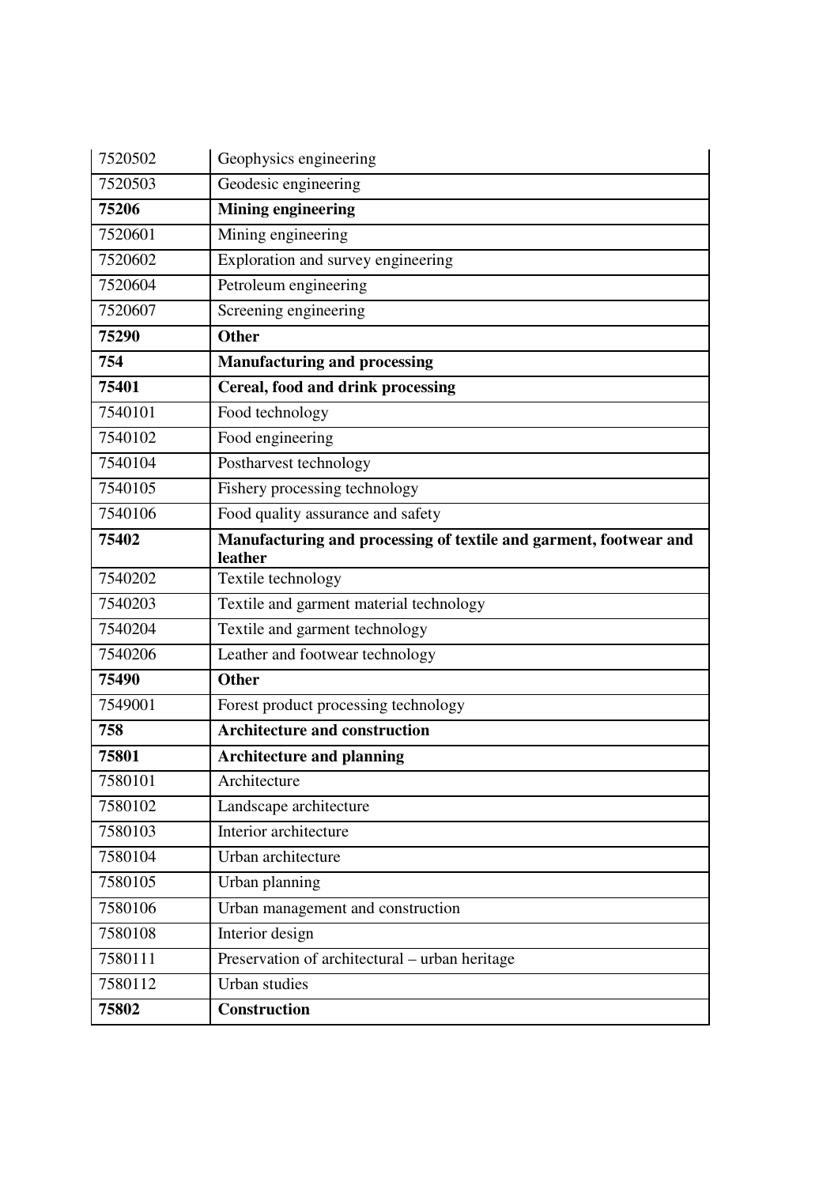| 7520502 | Geophysics engineering |
|---|---|
| 7520503 | Geodesic engineering |
| **75206** | **Mining engineering** |
| 7520601 | Mining engineering |
| 7520602 | Exploration and survey engineering |
| 7520604 | Petroleum engineering |
| 7520607 | Screening engineering |
| **75290** | **Other** |
| **754** | **Manufacturing and processing** |
| **75401** | **Cereal, food and drink processing** |
| 7540101 | Food technology |
| 7540102 | Food engineering |
| 7540104 | Postharvest technology |
| 7540105 | Fishery processing technology |
| 7540106 | Food quality assurance and safety |
| **75402** | **Manufacturing and processing of textile and garment, footwear and leather** |
| 7540202 | Textile technology |
| 7540203 | Textile and garment material technology |
| 7540204 | Textile and garment technology |
| 7540206 | Leather and footwear technology |
| **75490** | **Other** |
| 7549001 | Forest product processing technology |
| **758** | **Architecture and construction** |
| **75801** | **Architecture and planning** |
| 7580101 | Architecture |
| 7580102 | Landscape architecture |
| 7580103 | Interior architecture |
| 7580104 | Urban architecture |
| 7580105 | Urban planning |
| 7580106 | Urban management and construction |
| 7580108 | Interior design |
| 7580111 | Preservation of architectural – urban heritage |
| 7580112 | Urban studies |
| **75802** | **Construction** |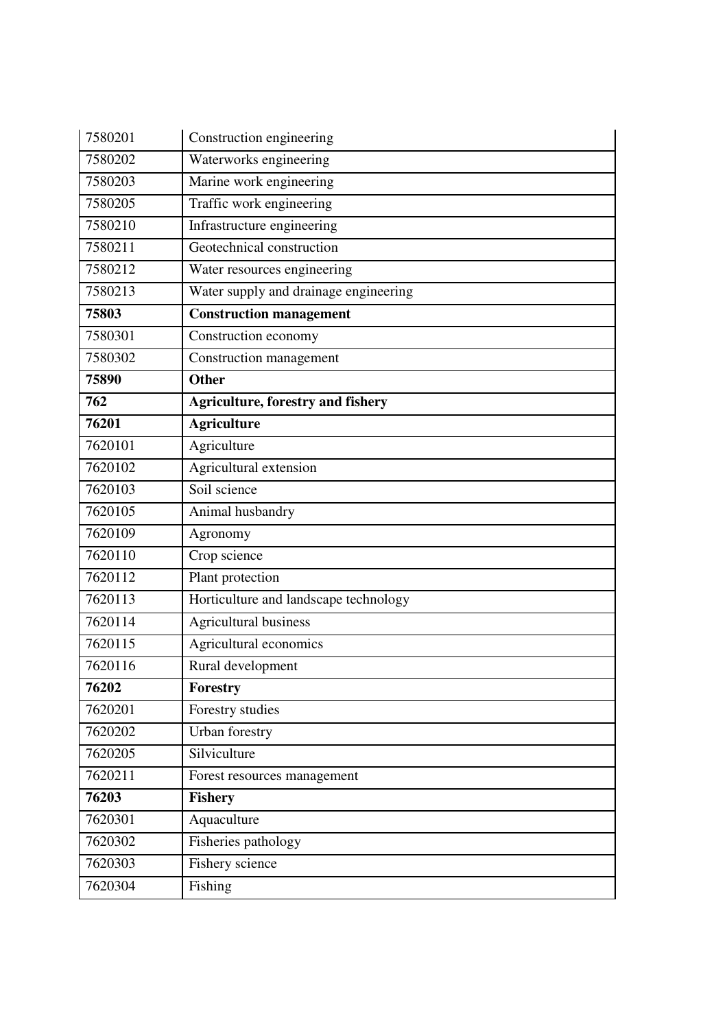| 7580201 | Construction engineering |
|---|---|
| 7580202 | Waterworks engineering |
| 7580203 | Marine work engineering |
| 7580205 | Traffic work engineering |
| 7580210 | Infrastructure engineering |
| 7580211 | Geotechnical construction |
| 7580212 | Water resources engineering |
| 7580213 | Water supply and drainage engineering |
| **75803** | **Construction management** |
| 7580301 | Construction economy |
| 7580302 | Construction management |
| **75890** | **Other** |
| **762** | **Agriculture, forestry and fishery** |
| **76201** | **Agriculture** |
| 7620101 | Agriculture |
| 7620102 | Agricultural extension |
| 7620103 | Soil science |
| 7620105 | Animal husbandry |
| 7620109 | Agronomy |
| 7620110 | Crop science |
| 7620112 | Plant protection |
| 7620113 | Horticulture and landscape technology |
| 7620114 | Agricultural business |
| 7620115 | Agricultural economics |
| 7620116 | Rural development |
| **76202** | **Forestry** |
| 7620201 | Forestry studies |
| 7620202 | Urban forestry |
| 7620205 | Silviculture |
| 7620211 | Forest resources management |
| **76203** | **Fishery** |
| 7620301 | Aquaculture |
| 7620302 | Fisheries pathology |
| 7620303 | Fishery science |
| 7620304 | Fishing |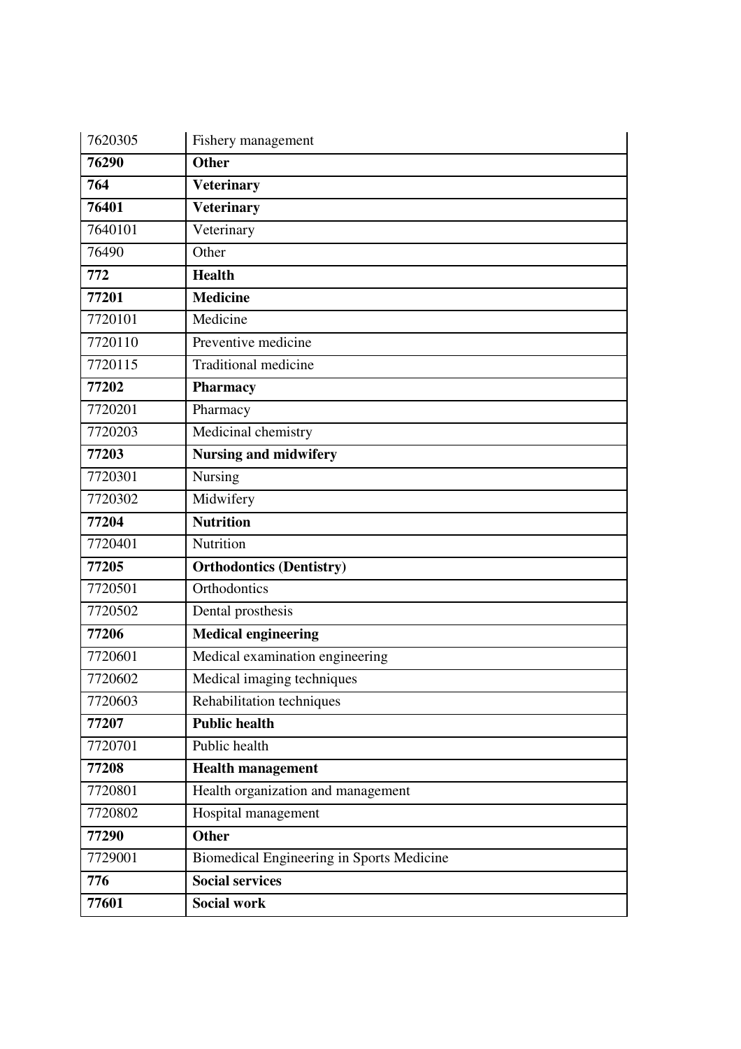| 7620305 | Fishery management |
|---|---|
| **76290** | **Other** |
| **764** | **Veterinary** |
| **76401** | **Veterinary** |
| 7640101 | Veterinary |
| 76490 | Other |
| **772** | **Health** |
| **77201** | **Medicine** |
| 7720101 | Medicine |
| 7720110 | Preventive medicine |
| 7720115 | Traditional medicine |
| **77202** | **Pharmacy** |
| 7720201 | Pharmacy |
| 7720203 | Medicinal chemistry |
| **77203** | **Nursing and midwifery** |
| 7720301 | Nursing |
| 7720302 | Midwifery |
| **77204** | **Nutrition** |
| 7720401 | Nutrition |
| **77205** | **Orthodontics (Dentistry)** |
| 7720501 | Orthodontics |
| 7720502 | Dental prosthesis |
| **77206** | **Medical engineering** |
| 7720601 | Medical examination engineering |
| 7720602 | Medical imaging techniques |
| 7720603 | Rehabilitation techniques |
| **77207** | **Public health** |
| 7720701 | Public health |
| **77208** | **Health management** |
| 7720801 | Health organization and management |
| 7720802 | Hospital management |
| **77290** | **Other** |
| 7729001 | Biomedical Engineering in Sports Medicine |
| **776** | **Social services** |
| **77601** | **Social work** |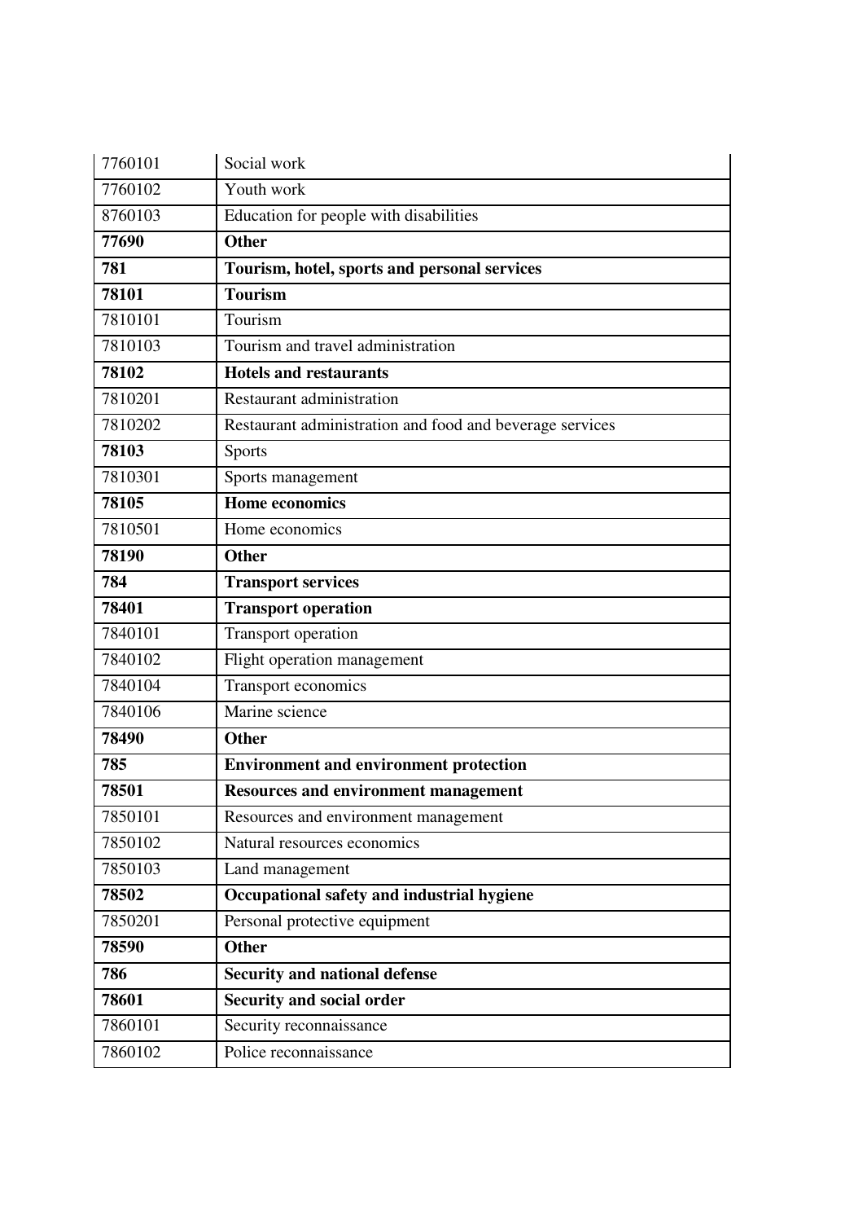| | |
|---|---|
| 7760101 | Social work |
| 7760102 | Youth work |
| 8760103 | Education for people with disabilities |
| **77690** | **Other** |
| **781** | **Tourism, hotel, sports and personal services** |
| **78101** | **Tourism** |
| 7810101 | Tourism |
| 7810103 | Tourism and travel administration |
| **78102** | **Hotels and restaurants** |
| 7810201 | Restaurant administration |
| 7810202 | Restaurant administration and food and beverage services |
| **78103** | Sports |
| 7810301 | Sports management |
| **78105** | **Home economics** |
| 7810501 | Home economics |
| **78190** | **Other** |
| **784** | **Transport services** |
| **78401** | **Transport operation** |
| 7840101 | Transport operation |
| 7840102 | Flight operation management |
| 7840104 | Transport economics |
| 7840106 | Marine science |
| **78490** | **Other** |
| **785** | **Environment and environment protection** |
| **78501** | **Resources and environment management** |
| 7850101 | Resources and environment management |
| 7850102 | Natural resources economics |
| 7850103 | Land management |
| **78502** | **Occupational safety and industrial hygiene** |
| 7850201 | Personal protective equipment |
| **78590** | **Other** |
| **786** | **Security and national defense** |
| **78601** | **Security and social order** |
| 7860101 | Security reconnaissance |
| 7860102 | Police reconnaissance |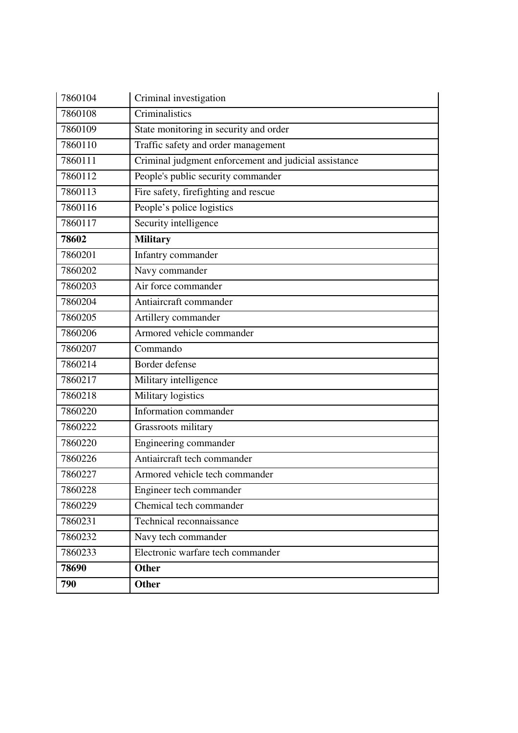| | |
|---|---|
| 7860104 | Criminal investigation |
| 7860108 | Criminalistics |
| 7860109 | State monitoring in security and order |
| 7860110 | Traffic safety and order management |
| 7860111 | Criminal judgment enforcement and judicial assistance |
| 7860112 | People's public security commander |
| 7860113 | Fire safety, firefighting and rescue |
| 7860116 | People’s police logistics |
| 7860117 | Security intelligence |
| **78602** | **Military** |
| 7860201 | Infantry commander |
| 7860202 | Navy commander |
| 7860203 | Air force commander |
| 7860204 | Antiaircraft commander |
| 7860205 | Artillery commander |
| 7860206 | Armored vehicle commander |
| 7860207 | Commando |
| 7860214 | Border defense |
| 7860217 | Military intelligence |
| 7860218 | Military logistics |
| 7860220 | Information commander |
| 7860222 | Grassroots military |
| 7860220 | Engineering commander |
| 7860226 | Antiaircraft tech commander |
| 7860227 | Armored vehicle tech commander |
| 7860228 | Engineer tech commander |
| 7860229 | Chemical tech commander |
| 7860231 | Technical reconnaissance |
| 7860232 | Navy tech commander |
| 7860233 | Electronic warfare tech commander |
| **78690** | **Other** |
| **790** | **Other** |